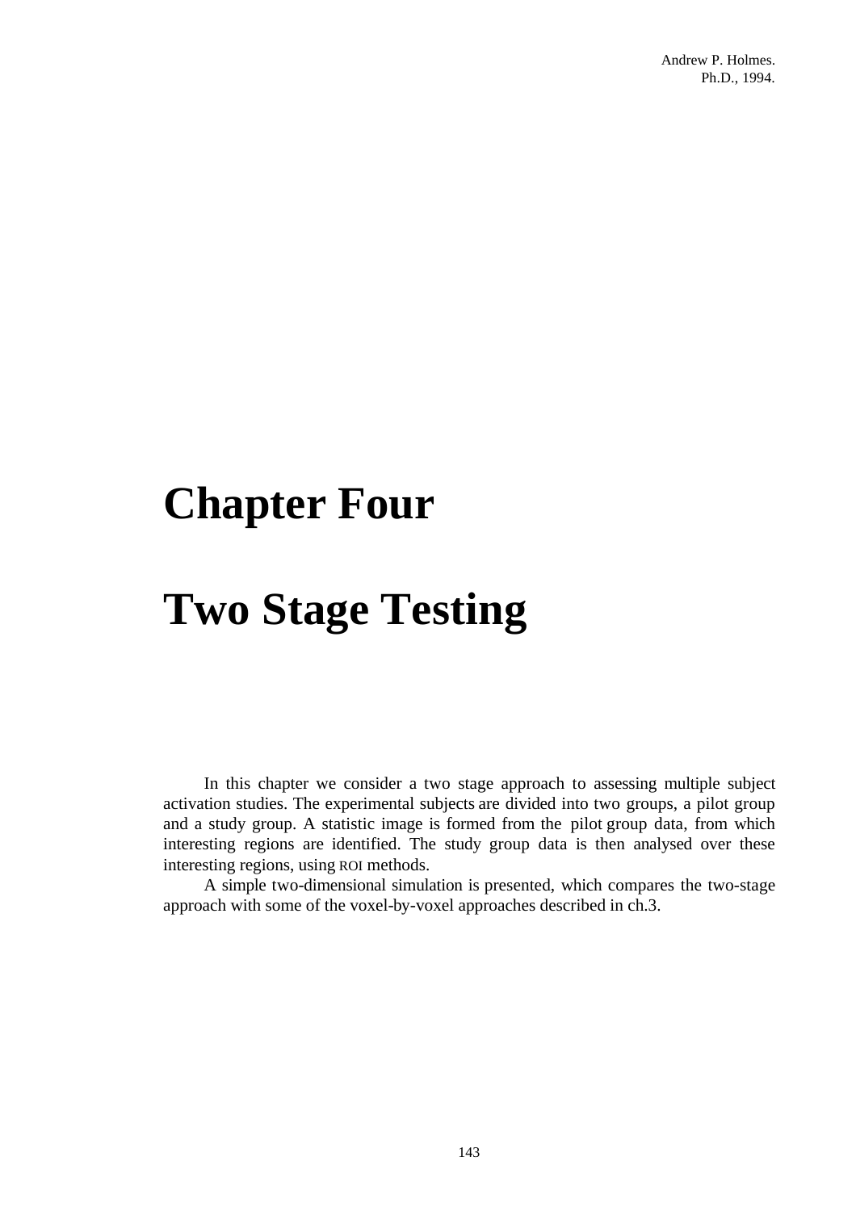# Chapter Four

# Two Stage Testing

In this chapter we consider a two stage approach to assessing multiple subject activation studies. The experimental subjects are divided into two groups, a pilot group and a study group. A statistic image is formed from the pilot group data, from which interesting regions are identified. The study group data is then analysed over these interesting regions, using ROI methods.

A simple two-dimensional simulation is presented, which compares the two-stage approach with some of the voxel-by-voxel approaches described in ch.3.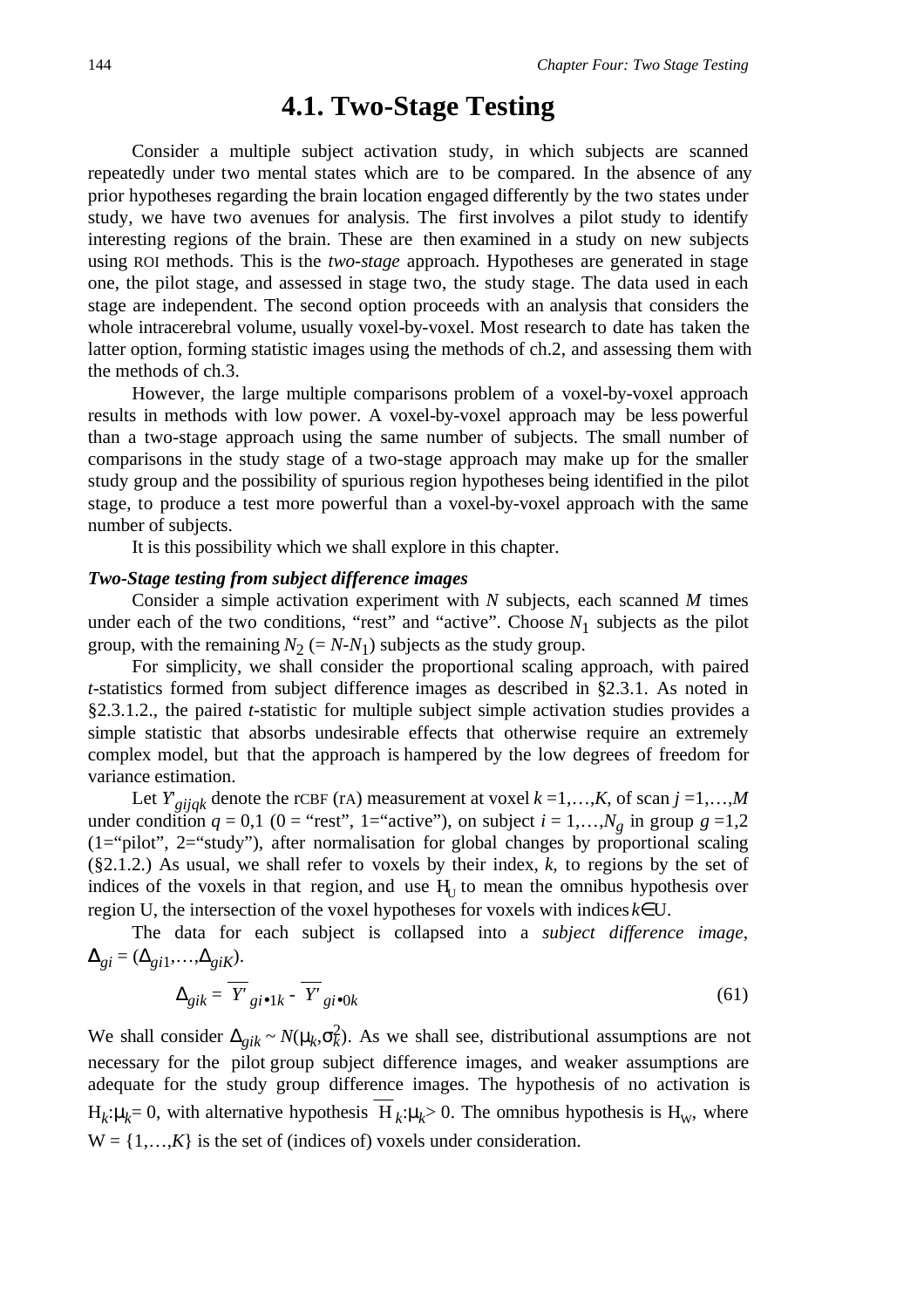# 4.1. Two-Stage Testing

Consider a multiple subject activation study, in which subjects are scanned repeatedly under two mental states which are to be compared. In the absence of any prior hypotheses regarding the brain location engaged differently by the two states under study, we have two avenues for analysis. The first involves a pilot study to identify interesting regions of the brain. These are then examined in a study on new subjects using ROI methods. This is the *two-stage* approach. Hypotheses are generated in stage one, the pilot stage, and assessed in stage two, the study stage. The data used in each stage are independent. The second option proceeds with an analysis that considers the whole intracerebral volume, usually voxel-by-voxel. Most research to date has taken the latter option, forming statistic images using the methods of ch.2, and assessing them with the methods of ch.3.

However, the large multiple comparisons problem of a voxel-by-voxel approach results in methods with low power. A voxel-by-voxel approach may be less powerful than a two-stage approach using the same number of subjects. The small number of comparisons in the study stage of a two-stage approach may make up for the smaller study group and the possibility of spurious region hypotheses being identified in the pilot stage, to produce a test more powerful than a voxel-by-voxel approach with the same number of subjects.

It is this possibility which we shall explore in this chapter.

***Two-Stage testing from subject difference images***

Consider a simple activation experiment with $N$ subjects, each scanned $M$ times under each of the two conditions, "rest" and "active". Choose $N_1$ subjects as the pilot group, with the remaining $N_2$ ($= N\text{-}N_1$) subjects as the study group.

For simplicity, we shall consider the proportional scaling approach, with paired $t$-statistics formed from subject difference images as described in §2.3.1. As noted in §2.3.1.2., the paired $t$-statistic for multiple subject simple activation studies provides a simple statistic that absorbs undesirable effects that otherwise require an extremely complex model, but that the approach is hampered by the low degrees of freedom for variance estimation.

Let $Y'_{gijqk}$ denote the rCBF (rA) measurement at voxel $k = 1,\dots,K$, of scan $j = 1,\dots,M$ under condition $q = 0,1$ (0 = "rest", 1="active"), on subject $i = 1,\dots,N_g$ in group $g = 1,2$ (1="pilot", 2="study"), after normalisation for global changes by proportional scaling (§2.1.2.) As usual, we shall refer to voxels by their index, $k$, to regions by the set of indices of the voxels in that region, and use $H_U$ to mean the omnibus hypothesis over region U, the intersection of the voxel hypotheses for voxels with indices $k \in U$.

The data for each subject is collapsed into a *subject difference image*, $\Delta_{gi} = (\Delta_{gi1},\dots,\Delta_{giK})$.

$$\Delta_{gik} = \overline{Y'}_{gi\bullet 1k} - \overline{Y'}_{gi\bullet 0k} \tag{61}$$

We shall consider $\Delta_{gik} \sim N(\mu_k, \sigma_k^2)$. As we shall see, distributional assumptions are not necessary for the pilot group subject difference images, and weaker assumptions are adequate for the study group difference images. The hypothesis of no activation is $H_k$:$\mu_k = 0$, with alternative hypothesis $\overline{H}_k$:$\mu_k > 0$. The omnibus hypothesis is $H_W$, where $W = \{1,\dots,K\}$ is the set of (indices of) voxels under consideration.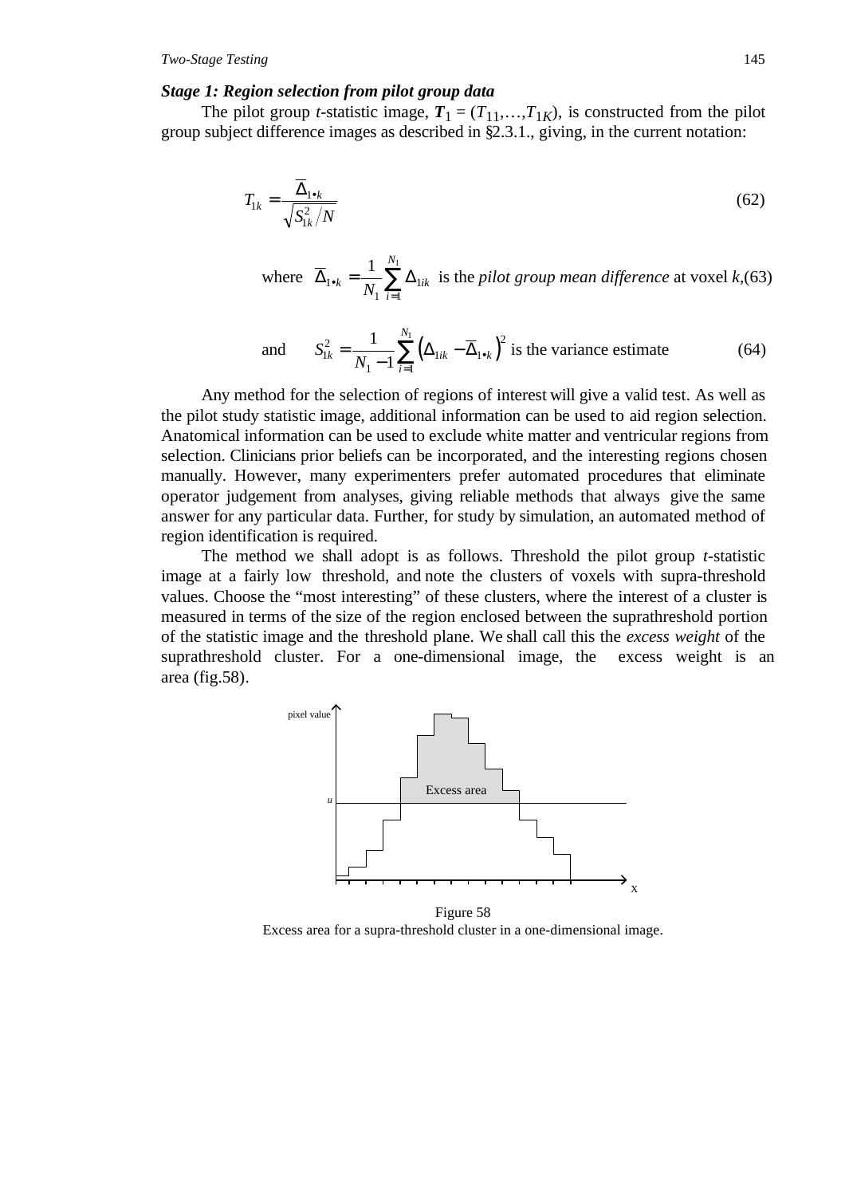### *Stage 1: Region selection from pilot group data*

The pilot group *t*-statistic image, $\boldsymbol{T}_1 = (T_{11},\ldots,T_{1K})$, is constructed from the pilot group subject difference images as described in §2.3.1., giving, in the current notation:

$$T_{1k} = \frac{\overline{\Delta}_{1\bullet k}}{\sqrt{S_{1k}^2 / N}} \tag{62}$$

where $\overline{\Delta}_{1\bullet k} = \frac{1}{N_1}\sum_{i=1}^{N_1} \Delta_{1ik}$ is the *pilot group mean difference* at voxel *k*, (63)

and $S_{1k}^2 = \frac{1}{N_1 - 1}\sum_{i=1}^{N_1}\left(\Delta_{1ik} - \overline{\Delta}_{1\bullet k}\right)^2$ is the variance estimate (64)

Any method for the selection of regions of interest will give a valid test. As well as the pilot study statistic image, additional information can be used to aid region selection. Anatomical information can be used to exclude white matter and ventricular regions from selection. Clinicians prior beliefs can be incorporated, and the interesting regions chosen manually. However, many experimenters prefer automated procedures that eliminate operator judgement from analyses, giving reliable methods that always give the same answer for any particular data. Further, for study by simulation, an automated method of region identification is required.

The method we shall adopt is as follows. Threshold the pilot group *t*-statistic image at a fairly low threshold, and note the clusters of voxels with supra-threshold values. Choose the “most interesting” of these clusters, where the interest of a cluster is measured in terms of the size of the region enclosed between the suprathreshold portion of the statistic image and the threshold plane. We shall call this the *excess weight* of the suprathreshold cluster. For a one-dimensional image, the excess weight is an area (fig.58).

Figure 58
Excess area for a supra-threshold cluster in a one-dimensional image.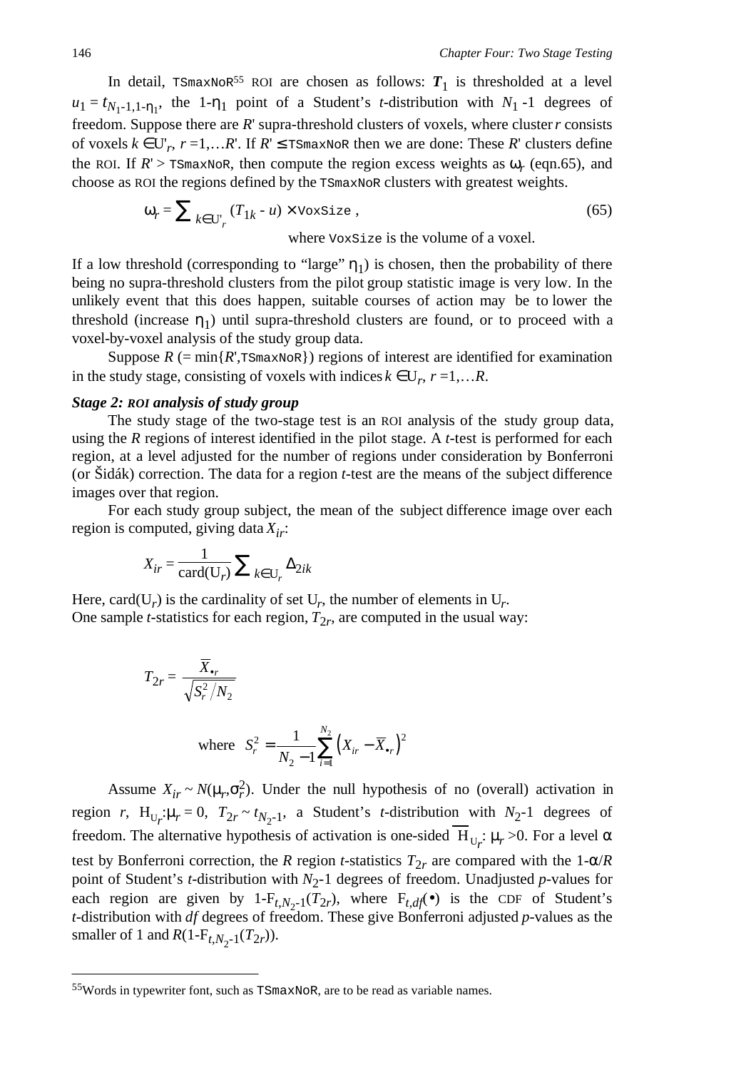In detail, `TSmaxNoR`[55] ROI are chosen as follows: $\boldsymbol{T}_1$ is thresholded at a level $u_1 = t_{N_1\text{-}1,1\text{-}\eta_1}$, the 1-$\eta_1$ point of a Student's $t$-distribution with $N_1$-1 degrees of freedom. Suppose there are $R'$ supra-threshold clusters of voxels, where cluster $r$ consists of voxels $k \in U'_r$, $r = 1,\ldots R'$. If $R' \leq$ `TSmaxNoR` then we are done: These $R'$ clusters define the ROI. If $R' >$ `TSmaxNoR`, then compute the region excess weights as $\omega_r$ (eqn.65), and choose as ROI the regions defined by the `TSmaxNoR` clusters with greatest weights.

$$\omega_r = \sum_{k \in U'_r} (T_{1k} - u) \times \texttt{VoxSize}\ , \tag{65}$$

where `VoxSize` is the volume of a voxel.

If a low threshold (corresponding to "large" $\eta_1$) is chosen, then the probability of there being no supra-threshold clusters from the pilot group statistic image is very low. In the unlikely event that this does happen, suitable courses of action may be to lower the threshold (increase $\eta_1$) until supra-threshold clusters are found, or to proceed with a voxel-by-voxel analysis of the study group data.

Suppose $R$ (= min{$R'$,`TSmaxNoR`}) regions of interest are identified for examination in the study stage, consisting of voxels with indices $k \in U_r$, $r = 1,\ldots R$.

***Stage 2: ROI analysis of study group***

The study stage of the two-stage test is an ROI analysis of the study group data, using the $R$ regions of interest identified in the pilot stage. A $t$-test is performed for each region, at a level adjusted for the number of regions under consideration by Bonferroni (or Šidák) correction. The data for a region $t$-test are the means of the subject difference images over that region.

For each study group subject, the mean of the subject difference image over each region is computed, giving data $X_{ir}$:

$$X_{ir} = \frac{1}{\text{card}(U_r)} \sum_{k \in U_r} \Delta_{2ik}$$

Here, card($U_r$) is the cardinality of set $U_r$, the number of elements in $U_r$.
One sample $t$-statistics for each region, $T_{2r}$, are computed in the usual way:

$$T_{2r} = \frac{\overline{X}_{\bullet r}}{\sqrt{S_r^2 / N_2}}$$

$$\text{where}\quad S_r^2 = \frac{1}{N_2 - 1} \sum_{i=1}^{N_2} \left( X_{ir} - \overline{X}_{\bullet r} \right)^2$$

Assume $X_{ir} \sim N(\mu_r, \sigma_r^2)$. Under the null hypothesis of no (overall) activation in region $r$, $H_{U_r}$:$\mu_r = 0$, $T_{2r} \sim t_{N_2\text{-}1}$, a Student's $t$-distribution with $N_2$-1 degrees of freedom. The alternative hypothesis of activation is one-sided $\overline{H}_{U_r}$: $\mu_r > 0$. For a level $\alpha$ test by Bonferroni correction, the $R$ region $t$-statistics $T_{2r}$ are compared with the 1-$\alpha/R$ point of Student's $t$-distribution with $N_2$-1 degrees of freedom. Unadjusted $p$-values for each region are given by $1\text{-}F_{t,N_2\text{-}1}(T_{2r})$, where $F_{t,df}(\bullet)$ is the CDF of Student's $t$-distribution with $df$ degrees of freedom. These give Bonferroni adjusted $p$-values as the smaller of 1 and $R(1\text{-}F_{t,N_2\text{-}1}(T_{2r}))$.

---

[55] Words in typewriter font, such as `TSmaxNoR`, are to be read as variable names.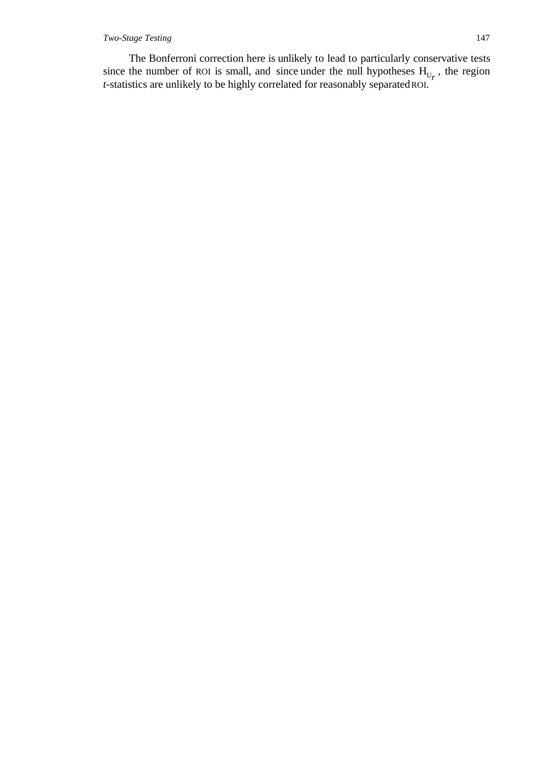The Bonferroni correction here is unlikely to lead to particularly conservative tests since the number of ROI is small, and since under the null hypotheses $H_{U_r}$, the region *t*-statistics are unlikely to be highly correlated for reasonably separated ROI.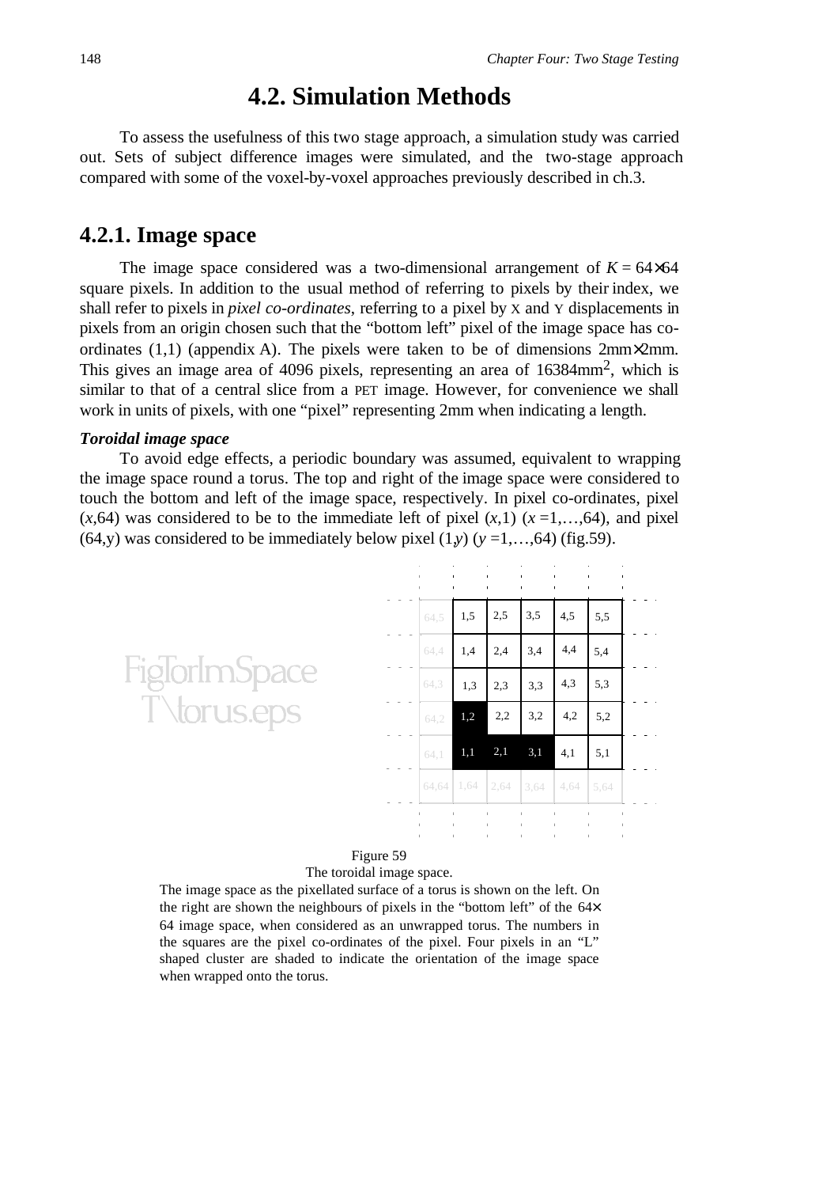# 4.2. Simulation Methods

To assess the usefulness of this two stage approach, a simulation study was carried out. Sets of subject difference images were simulated, and the two-stage approach compared with some of the voxel-by-voxel approaches previously described in ch.3.

## 4.2.1. Image space

The image space considered was a two-dimensional arrangement of $K = 64 \times 64$ square pixels. In addition to the usual method of referring to pixels by their index, we shall refer to pixels in *pixel co-ordinates*, referring to a pixel by X and Y displacements in pixels from an origin chosen such that the "bottom left" pixel of the image space has co-ordinates (1,1) (appendix A). The pixels were taken to be of dimensions 2mm×2mm. This gives an image area of 4096 pixels, representing an area of $16384\text{mm}^2$, which is similar to that of a central slice from a PET image. However, for convenience we shall work in units of pixels, with one "pixel" representing 2mm when indicating a length.

***Toroidal image space***

To avoid edge effects, a periodic boundary was assumed, equivalent to wrapping the image space round a torus. The top and right of the image space were considered to touch the bottom and left of the image space, respectively. In pixel co-ordinates, pixel $(x,64)$ was considered to be to the immediate left of pixel $(x,1)$ $(x = 1,\ldots,64)$, and pixel $(64,y)$ was considered to be immediately below pixel $(1,y)$ $(y = 1,\ldots,64)$ (fig.59).

FigTorImSpace
T\torus.eps

| | | | | | |
|---|---|---|---|---|---|
| 64,5 | 1,5 | 2,5 | 3,5 | 4,5 | 5,5 |
| 64,4 | 1,4 | 2,4 | 3,4 | 4,4 | 5,4 |
| 64,3 | 1,3 | 2,3 | 3,3 | 4,3 | 5,3 |
| 64,2 | 1,2 | 2,2 | 3,2 | 4,2 | 5,2 |
| 64,1 | 1,1 | 2,1 | 3,1 | 4,1 | 5,1 |
| 64,64 | 1,64 | 2,64 | 3,64 | 4,64 | 5,64 |

Figure 59
The toroidal image space.
The image space as the pixellated surface of a torus is shown on the left. On the right are shown the neighbours of pixels in the "bottom left" of the 64× 64 image space, when considered as an unwrapped torus. The numbers in the squares are the pixel co-ordinates of the pixel. Four pixels in an "L" shaped cluster are shaded to indicate the orientation of the image space when wrapped onto the torus.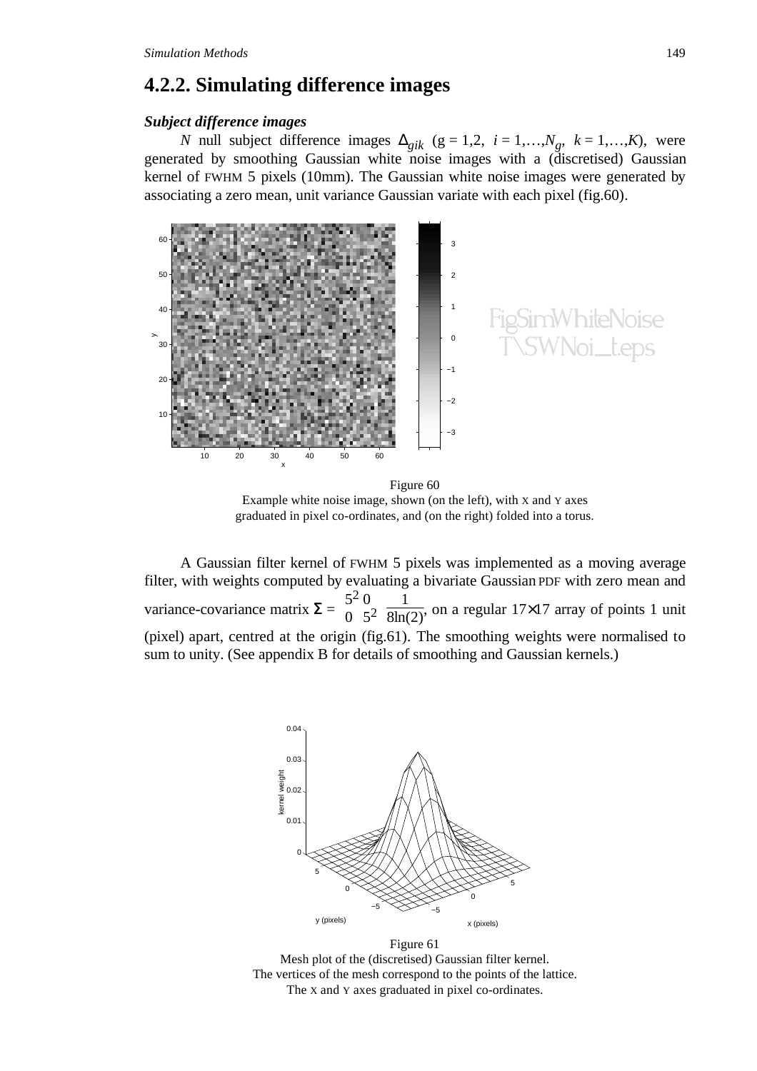## 4.2.2. Simulating difference images

***Subject difference images***

$N$ null subject difference images $\Delta_{gik}$ (g = 1,2, $i = 1,\ldots,N_g$, $k = 1,\ldots,K$), were generated by smoothing Gaussian white noise images with a (discretised) Gaussian kernel of FWHM 5 pixels (10mm). The Gaussian white noise images were generated by associating a zero mean, unit variance Gaussian variate with each pixel (fig.60).

FigSimWhiteNoise
T\SWNoi_t.eps

Figure 60
Example white noise image, shown (on the left), with X and Y axes graduated in pixel co-ordinates, and (on the right) folded into a torus.

A Gaussian filter kernel of FWHM 5 pixels was implemented as a moving average filter, with weights computed by evaluating a bivariate Gaussian PDF with zero mean and variance-covariance matrix $\Sigma = \begin{pmatrix} 5^2 & 0 \\ 0 & 5^2 \end{pmatrix} \frac{1}{8\ln(2)}$, on a regular 17×17 array of points 1 unit (pixel) apart, centred at the origin (fig.61). The smoothing weights were normalised to sum to unity. (See appendix B for details of smoothing and Gaussian kernels.)

Figure 61
Mesh plot of the (discretised) Gaussian filter kernel.
The vertices of the mesh correspond to the points of the lattice.
The X and Y axes graduated in pixel co-ordinates.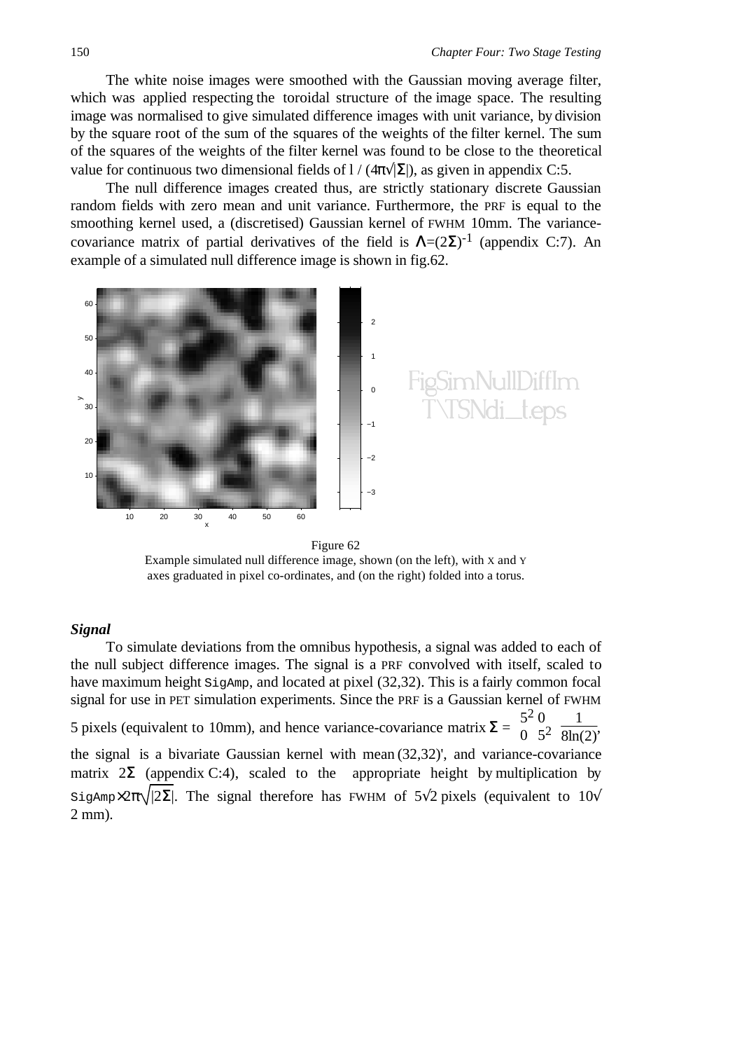The white noise images were smoothed with the Gaussian moving average filter, which was applied respecting the toroidal structure of the image space. The resulting image was normalised to give simulated difference images with unit variance, by division by the square root of the sum of the squares of the weights of the filter kernel. The sum of the squares of the weights of the filter kernel was found to be close to the theoretical value for continuous two dimensional fields of $1 / (4\pi\sqrt{|\Sigma|})$, as given in appendix C:5.

The null difference images created thus, are strictly stationary discrete Gaussian random fields with zero mean and unit variance. Furthermore, the PRF is equal to the smoothing kernel used, a (discretised) Gaussian kernel of FWHM 10mm. The variance-covariance matrix of partial derivatives of the field is $\Lambda=(2\Sigma)^{-1}$ (appendix C:7). An example of a simulated null difference image is shown in fig.62.

FigSimNullDiffIm
T\TSNdi_t.eps

Figure 62
Example simulated null difference image, shown (on the left), with X and Y axes graduated in pixel co-ordinates, and (on the right) folded into a torus.

***Signal***

To simulate deviations from the omnibus hypothesis, a signal was added to each of the null subject difference images. The signal is a PRF convolved with itself, scaled to have maximum height `SigAmp`, and located at pixel (32,32). This is a fairly common focal signal for use in PET simulation experiments. Since the PRF is a Gaussian kernel of FWHM 5 pixels (equivalent to 10mm), and hence variance-covariance matrix $\Sigma = \begin{pmatrix} 5^2 & 0 \\ 0 & 5^2 \end{pmatrix} \frac{1}{8\ln(2)}$, the signal is a bivariate Gaussian kernel with mean (32,32)', and variance-covariance matrix $2\Sigma$ (appendix C:4), scaled to the appropriate height by multiplication by `SigAmp`$\times 2\pi\sqrt{|2\Sigma|}$. The signal therefore has FWHM of $5\sqrt{2}$ pixels (equivalent to $10\sqrt{2}$ mm).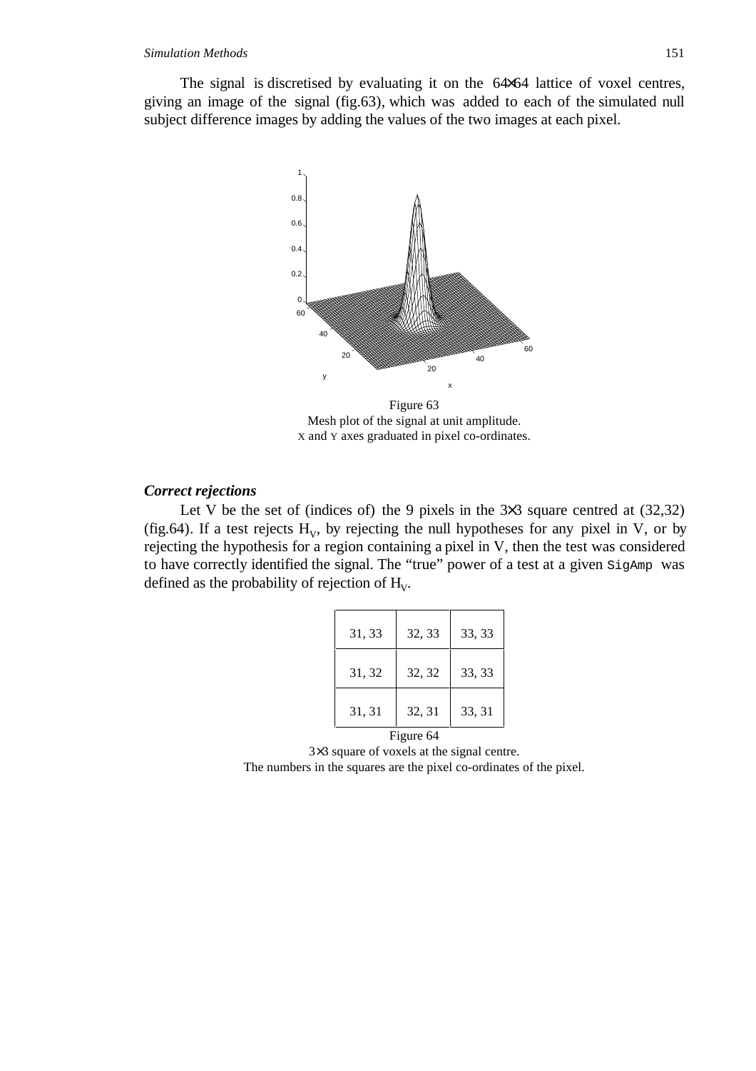The signal is discretised by evaluating it on the 64×64 lattice of voxel centres, giving an image of the signal (fig.63), which was added to each of the simulated null subject difference images by adding the values of the two images at each pixel.

Figure 63
Mesh plot of the signal at unit amplitude.
X and Y axes graduated in pixel co-ordinates.

***Correct rejections***

Let V be the set of (indices of) the 9 pixels in the 3×3 square centred at (32,32) (fig.64). If a test rejects $H_V$, by rejecting the null hypotheses for any pixel in V, or by rejecting the hypothesis for a region containing a pixel in V, then the test was considered to have correctly identified the signal. The "true" power of a test at a given `SigAmp` was defined as the probability of rejection of $H_V$.

| | | |
|---|---|---|
| 31, 33 | 32, 33 | 33, 33 |
| 31, 32 | 32, 32 | 33, 33 |
| 31, 31 | 32, 31 | 33, 31 |

Figure 64
3×3 square of voxels at the signal centre.
The numbers in the squares are the pixel co-ordinates of the pixel.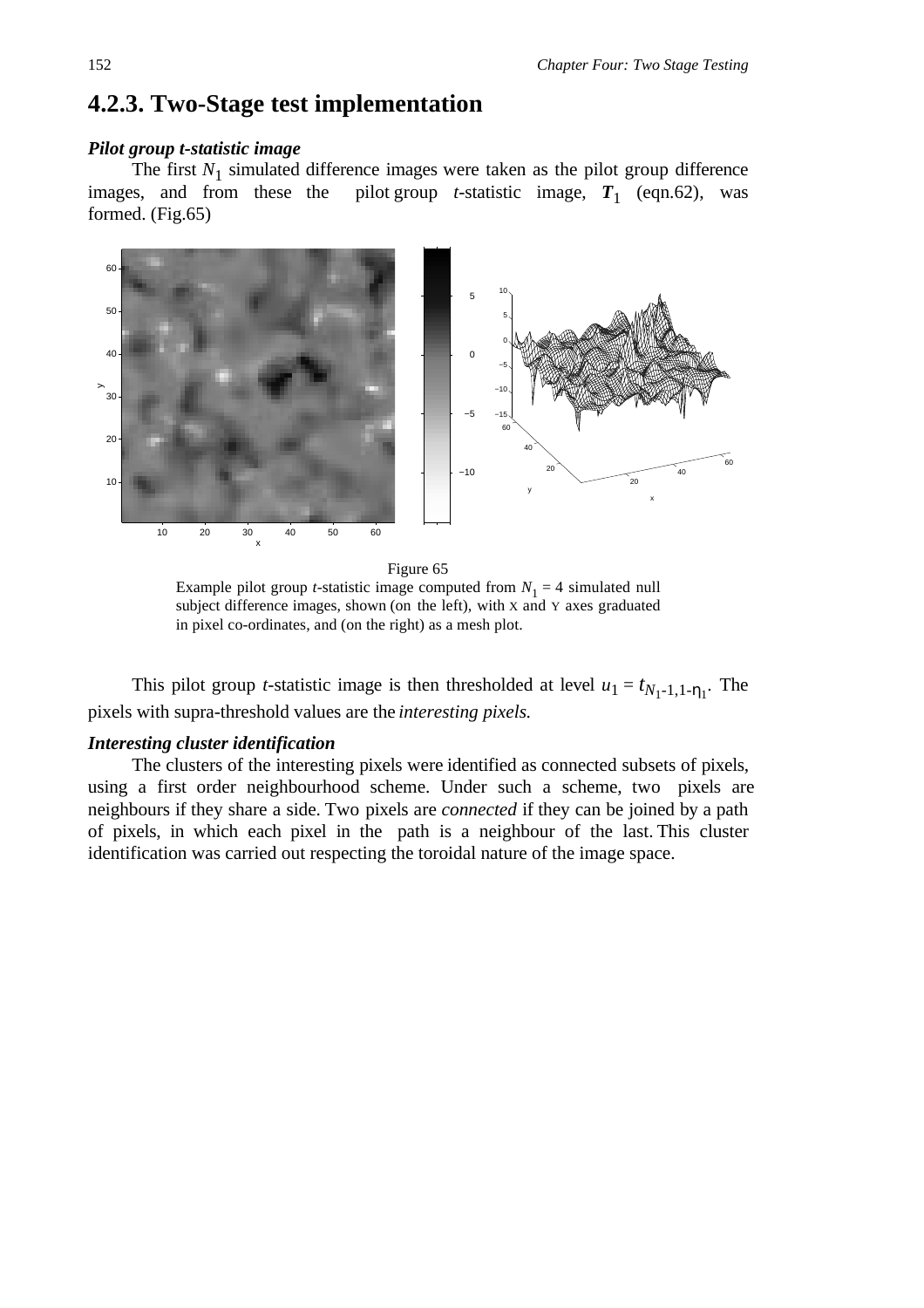## 4.2.3. Two-Stage test implementation

***Pilot group t-statistic image***

The first $N_1$ simulated difference images were taken as the pilot group difference images, and from these the pilot group *t*-statistic image, $\boldsymbol{T}_1$ (eqn.62), was formed. (Fig.65)

Figure 65

Example pilot group *t*-statistic image computed from $N_1 = 4$ simulated null subject difference images, shown (on the left), with X and Y axes graduated in pixel co-ordinates, and (on the right) as a mesh plot.

This pilot group *t*-statistic image is then thresholded at level $u_1 = t_{N_1\text{-}1,1\text{-}\eta_1}$. The pixels with supra-threshold values are the *interesting pixels.*

***Interesting cluster identification***

The clusters of the interesting pixels were identified as connected subsets of pixels, using a first order neighbourhood scheme. Under such a scheme, two pixels are neighbours if they share a side. Two pixels are *connected* if they can be joined by a path of pixels, in which each pixel in the path is a neighbour of the last. This cluster identification was carried out respecting the toroidal nature of the image space.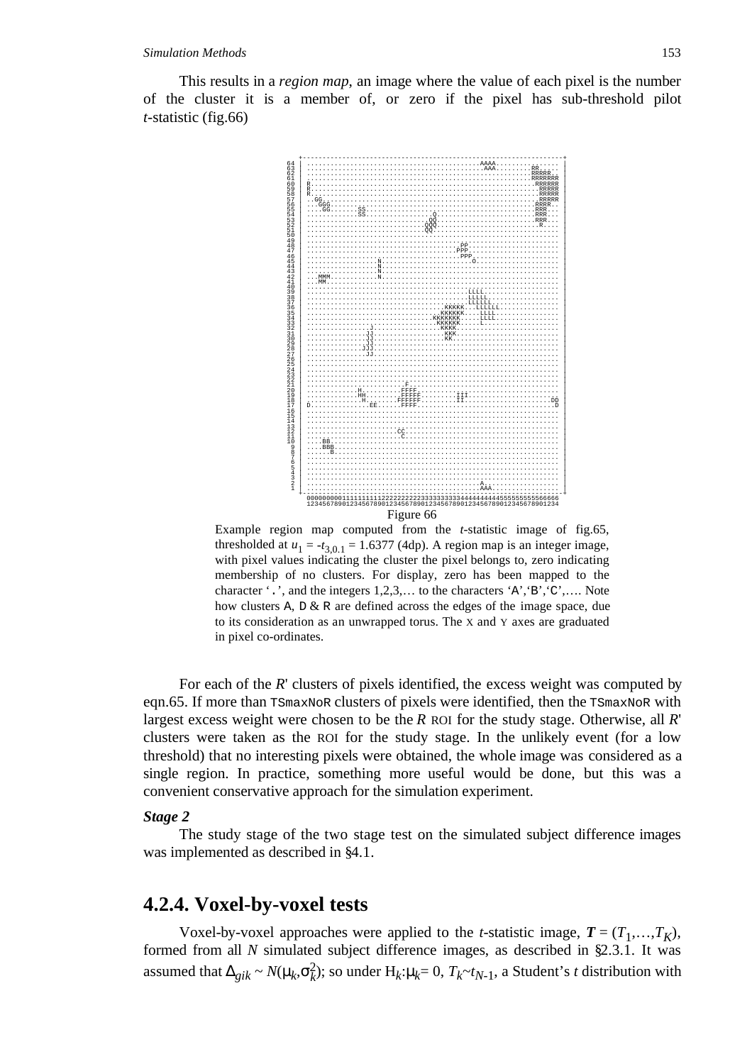This results in a *region map*, an image where the value of each pixel is the number of the cluster it is a member of, or zero if the pixel has sub-threshold pilot *t*-statistic (fig.66)

Figure 66

Example region map computed from the *t*-statistic image of fig.65, thresholded at $u_1 = -t_{3,0.1} = 1.6377$ (4dp). A region map is an integer image, with pixel values indicating the cluster the pixel belongs to, zero indicating membership of no clusters. For display, zero has been mapped to the character '`.`', and the integers 1,2,3,… to the characters '`A`','`B`','`C`',…. Note how clusters `A`, `D` & `R` are defined across the edges of the image space, due to its consideration as an unwrapped torus. The X and Y axes are graduated in pixel co-ordinates.

For each of the *R*' clusters of pixels identified, the excess weight was computed by eqn.65. If more than `TSmaxNoR` clusters of pixels were identified, then the `TSmaxNoR` with largest excess weight were chosen to be the *R* ROI for the study stage. Otherwise, all *R*' clusters were taken as the ROI for the study stage. In the unlikely event (for a low threshold) that no interesting pixels were obtained, the whole image was considered as a single region. In practice, something more useful would be done, but this was a convenient conservative approach for the simulation experiment.

***Stage 2***

The study stage of the two stage test on the simulated subject difference images was implemented as described in §4.1.

## 4.2.4. Voxel-by-voxel tests

Voxel-by-voxel approaches were applied to the *t*-statistic image, $\boldsymbol{T} = (T_1,\ldots,T_K)$, formed from all *N* simulated subject difference images, as described in §2.3.1. It was assumed that $\Delta_{gik} \sim N(\mu_k,\sigma_k^2)$; so under $\mathrm{H}_k{:}\mu_k = 0$, $T_k \sim t_{N-1}$, a Student's *t* distribution with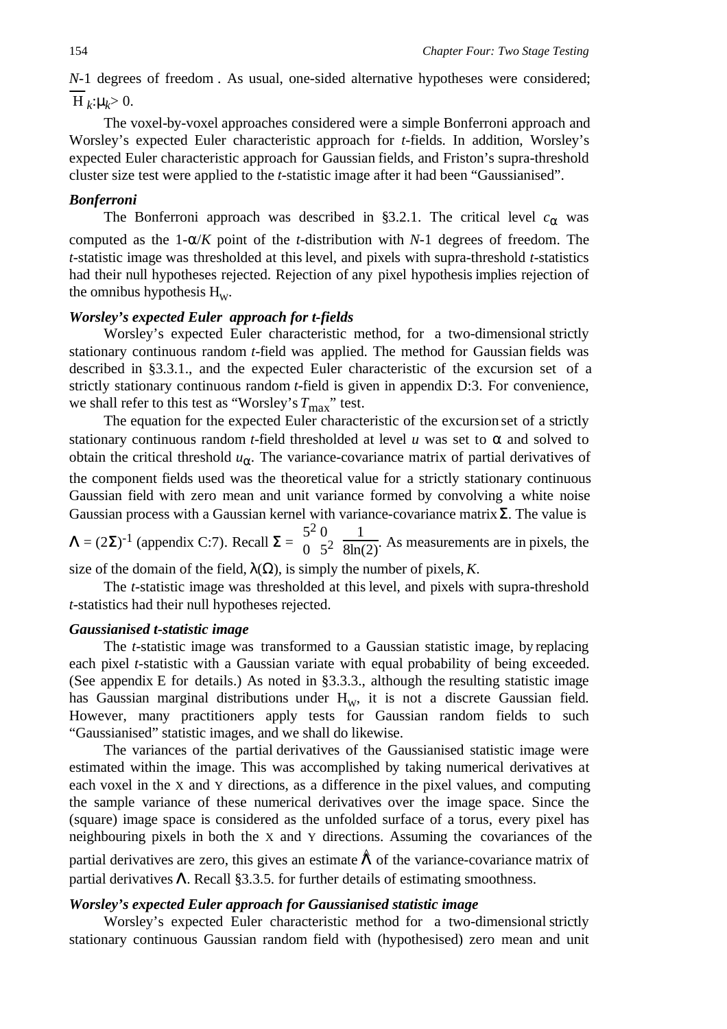$N$-1 degrees of freedom . As usual, one-sided alternative hypotheses were considered; $\overline{\text{H}}_k$:$\mu_k > 0$.

The voxel-by-voxel approaches considered were a simple Bonferroni approach and Worsley's expected Euler characteristic approach for *t*-fields. In addition, Worsley's expected Euler characteristic approach for Gaussian fields, and Friston's supra-threshold cluster size test were applied to the *t*-statistic image after it had been "Gaussianised".

***Bonferroni***

The Bonferroni approach was described in §3.2.1. The critical level $c_\alpha$ was computed as the 1-$\alpha/K$ point of the *t*-distribution with $N$-1 degrees of freedom. The *t*-statistic image was thresholded at this level, and pixels with supra-threshold *t*-statistics had their null hypotheses rejected. Rejection of any pixel hypothesis implies rejection of the omnibus hypothesis $H_W$.

***Worsley's expected Euler approach for t-fields***

Worsley's expected Euler characteristic method, for a two-dimensional strictly stationary continuous random *t*-field was applied. The method for Gaussian fields was described in §3.3.1., and the expected Euler characteristic of the excursion set of a strictly stationary continuous random *t*-field is given in appendix D:3. For convenience, we shall refer to this test as "Worsley's $T_{max}$" test.

The equation for the expected Euler characteristic of the excursion set of a strictly stationary continuous random *t*-field thresholded at level $u$ was set to $\alpha$ and solved to obtain the critical threshold $u_\alpha$. The variance-covariance matrix of partial derivatives of the component fields used was the theoretical value for a strictly stationary continuous Gaussian field with zero mean and unit variance formed by convolving a white noise Gaussian process with a Gaussian kernel with variance-covariance matrix $\Sigma$. The value is $\Lambda = (2\Sigma)^{-1}$ (appendix C:7). Recall $\Sigma = \begin{pmatrix} 5^2 & 0 \\ 0 & 5^2 \end{pmatrix} \frac{1}{8\ln(2)}$. As measurements are in pixels, the size of the domain of the field, $\lambda(\Omega)$, is simply the number of pixels, $K$.

The *t*-statistic image was thresholded at this level, and pixels with supra-threshold *t*-statistics had their null hypotheses rejected.

***Gaussianised t-statistic image***

The *t*-statistic image was transformed to a Gaussian statistic image, by replacing each pixel *t*-statistic with a Gaussian variate with equal probability of being exceeded. (See appendix E for details.) As noted in §3.3.3., although the resulting statistic image has Gaussian marginal distributions under $H_W$, it is not a discrete Gaussian field. However, many practitioners apply tests for Gaussian random fields to such "Gaussianised" statistic images, and we shall do likewise.

The variances of the partial derivatives of the Gaussianised statistic image were estimated within the image. This was accomplished by taking numerical derivatives at each voxel in the X and Y directions, as a difference in the pixel values, and computing the sample variance of these numerical derivatives over the image space. Since the (square) image space is considered as the unfolded surface of a torus, every pixel has neighbouring pixels in both the X and Y directions. Assuming the covariances of the partial derivatives are zero, this gives an estimate $\hat{\Lambda}$ of the variance-covariance matrix of partial derivatives $\Lambda$. Recall §3.3.5. for further details of estimating smoothness.

***Worsley's expected Euler approach for Gaussianised statistic image***

Worsley's expected Euler characteristic method for a two-dimensional strictly stationary continuous Gaussian random field with (hypothesised) zero mean and unit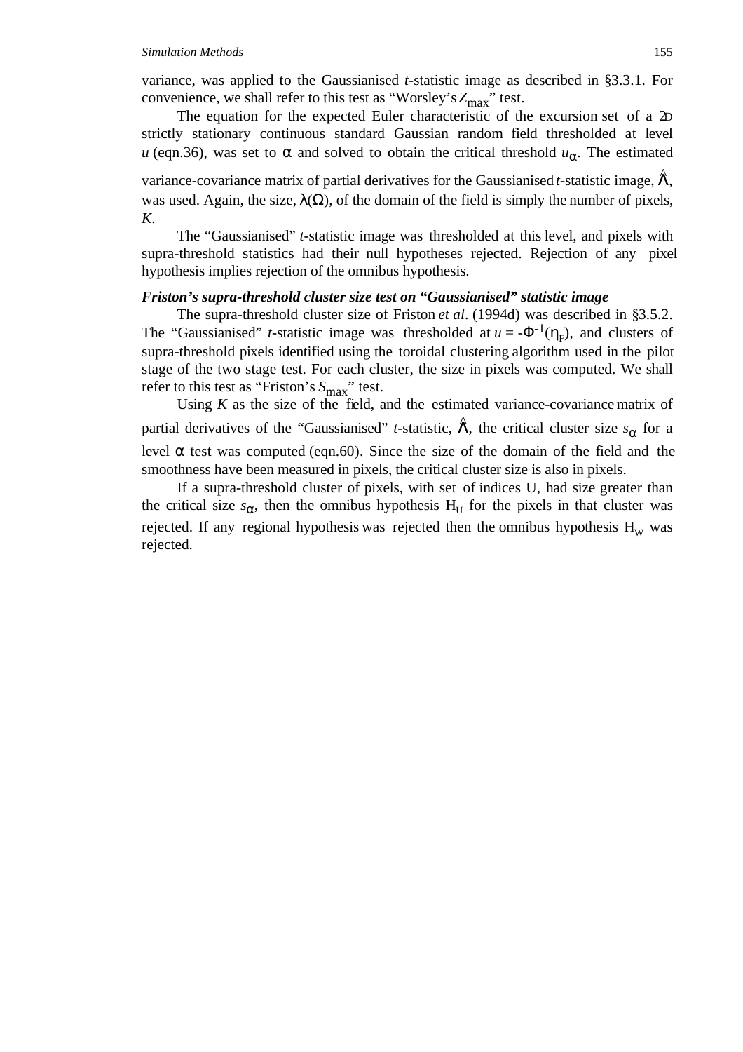variance, was applied to the Gaussianised $t$-statistic image as described in §3.3.1. For convenience, we shall refer to this test as "Worsley's $Z_{max}$" test.

The equation for the expected Euler characteristic of the excursion set of a 2D strictly stationary continuous standard Gaussian random field thresholded at level $u$ (eqn.36), was set to $\alpha$ and solved to obtain the critical threshold $u_\alpha$. The estimated variance-covariance matrix of partial derivatives for the Gaussianised $t$-statistic image, $\hat{\Lambda}$, was used. Again, the size, $\lambda(\Omega)$, of the domain of the field is simply the number of pixels, $K$.

The "Gaussianised" $t$-statistic image was thresholded at this level, and pixels with supra-threshold statistics had their null hypotheses rejected. Rejection of any pixel hypothesis implies rejection of the omnibus hypothesis.

***Friston's supra-threshold cluster size test on "Gaussianised" statistic image***

The supra-threshold cluster size of Friston *et al*. (1994d) was described in §3.5.2. The "Gaussianised" $t$-statistic image was thresholded at $u = -\Phi^{-1}(\eta_F)$, and clusters of supra-threshold pixels identified using the toroidal clustering algorithm used in the pilot stage of the two stage test. For each cluster, the size in pixels was computed. We shall refer to this test as "Friston's $S_{max}$" test.

Using $K$ as the size of the field, and the estimated variance-covariance matrix of partial derivatives of the "Gaussianised" $t$-statistic, $\hat{\Lambda}$, the critical cluster size $s_\alpha$ for a level $\alpha$ test was computed (eqn.60). Since the size of the domain of the field and the smoothness have been measured in pixels, the critical cluster size is also in pixels.

If a supra-threshold cluster of pixels, with set of indices U, had size greater than the critical size $s_\alpha$, then the omnibus hypothesis $H_U$ for the pixels in that cluster was rejected. If any regional hypothesis was rejected then the omnibus hypothesis $H_W$ was rejected.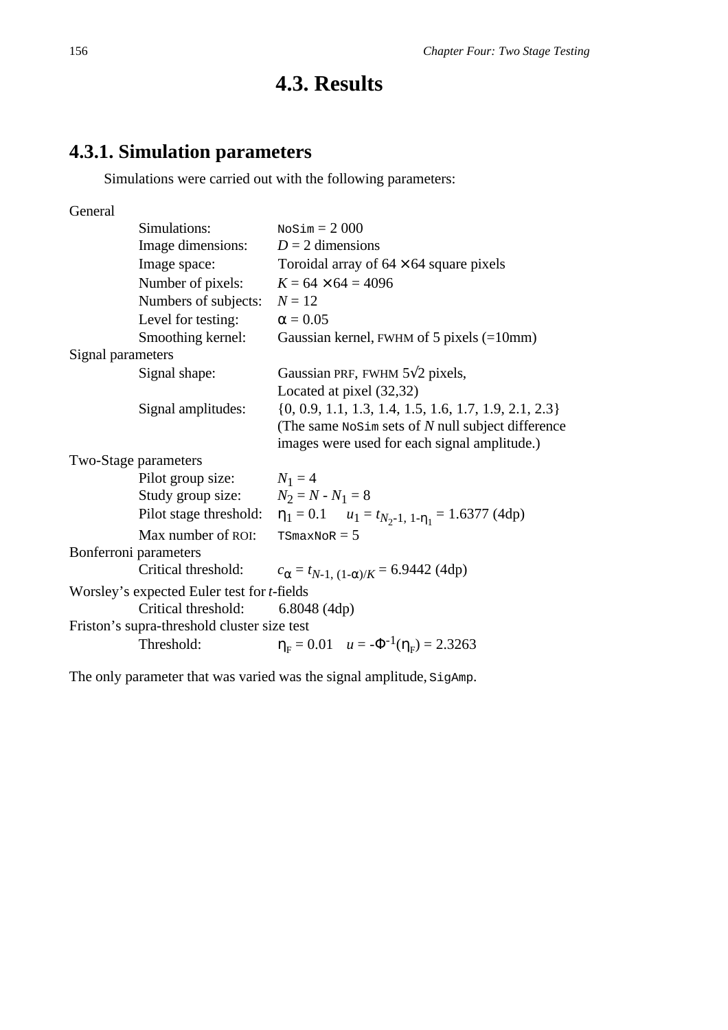# 4.3. Results

## 4.3.1. Simulation parameters

Simulations were carried out with the following parameters:

General

| | |
|---|---|
| Simulations: | `NoSim` = 2 000 |
| Image dimensions: | $D$ = 2 dimensions |
| Image space: | Toroidal array of 64 × 64 square pixels |
| Number of pixels: | $K = 64 \times 64 = 4096$ |
| Numbers of subjects: | $N = 12$ |
| Level for testing: | $\alpha = 0.05$ |
| Smoothing kernel: | Gaussian kernel, FWHM of 5 pixels (=10mm) |

Signal parameters

| | |
|---|---|
| Signal shape: | Gaussian PRF, FWHM $5\sqrt{2}$ pixels, Located at pixel (32,32) |
| Signal amplitudes: | {0, 0.9, 1.1, 1.3, 1.4, 1.5, 1.6, 1.7, 1.9, 2.1, 2.3} (The same `NoSim` sets of $N$ null subject difference images were used for each signal amplitude.) |

Two-Stage parameters

| | |
|---|---|
| Pilot group size: | $N_1 = 4$ |
| Study group size: | $N_2 = N - N_1 = 8$ |
| Pilot stage threshold: | $\eta_1 = 0.1$ $\quad u_1 = t_{N_2\text{-}1,\, 1\text{-}\eta_1} = 1.6377$ (4dp) |
| Max number of ROI: | `TSmaxNoR` = 5 |

Bonferroni parameters

| | |
|---|---|
| Critical threshold: | $c_\alpha = t_{N\text{-}1,\, (1\text{-}\alpha)/K} = 6.9442$ (4dp) |

Worsley's expected Euler test for $t$-fields

| | |
|---|---|
| Critical threshold: | 6.8048 (4dp) |

Friston's supra-threshold cluster size test

| | |
|---|---|
| Threshold: | $\eta_F = 0.01$ $\quad u = -\Phi^{-1}(\eta_F) = 2.3263$ |

The only parameter that was varied was the signal amplitude, `SigAmp`.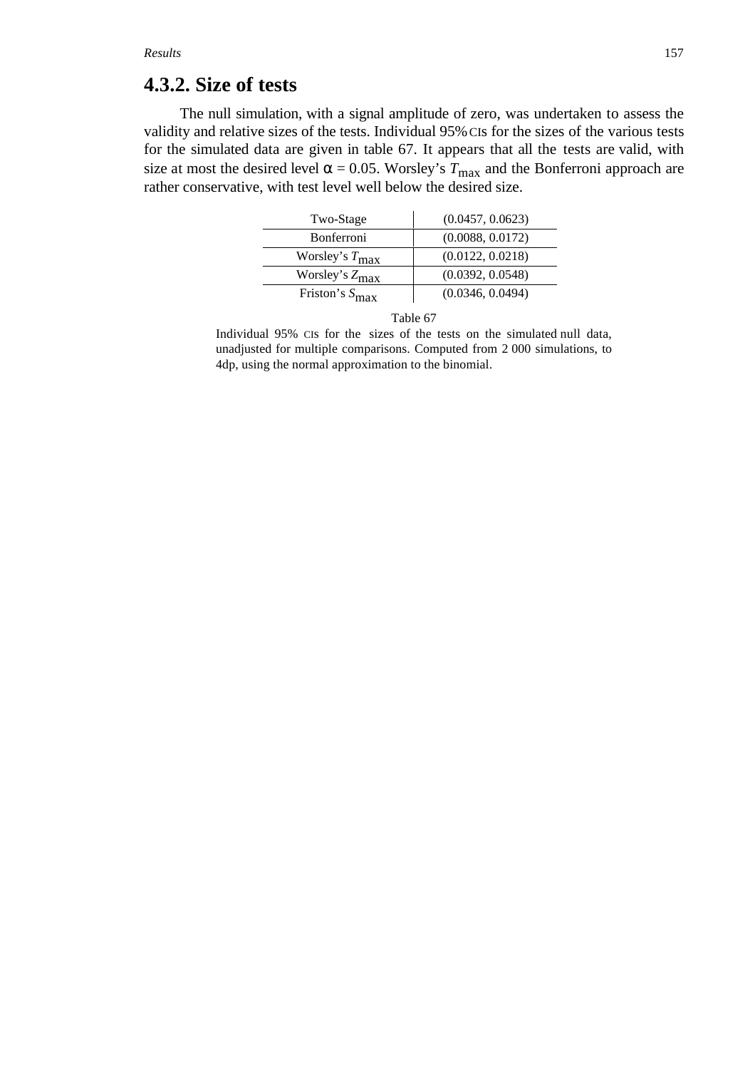## 4.3.2. Size of tests

The null simulation, with a signal amplitude of zero, was undertaken to assess the validity and relative sizes of the tests. Individual 95% CIs for the sizes of the various tests for the simulated data are given in table 67. It appears that all the tests are valid, with size at most the desired level $\alpha = 0.05$. Worsley's $T_{max}$ and the Bonferroni approach are rather conservative, with test level well below the desired size.

| | |
|---|---|
| Two-Stage | (0.0457, 0.0623) |
| Bonferroni | (0.0088, 0.0172) |
| Worsley's $T_{max}$ | (0.0122, 0.0218) |
| Worsley's $Z_{max}$ | (0.0392, 0.0548) |
| Friston's $S_{max}$ | (0.0346, 0.0494) |

Table 67

Individual 95% CIs for the sizes of the tests on the simulated null data, unadjusted for multiple comparisons. Computed from 2 000 simulations, to 4dp, using the normal approximation to the binomial.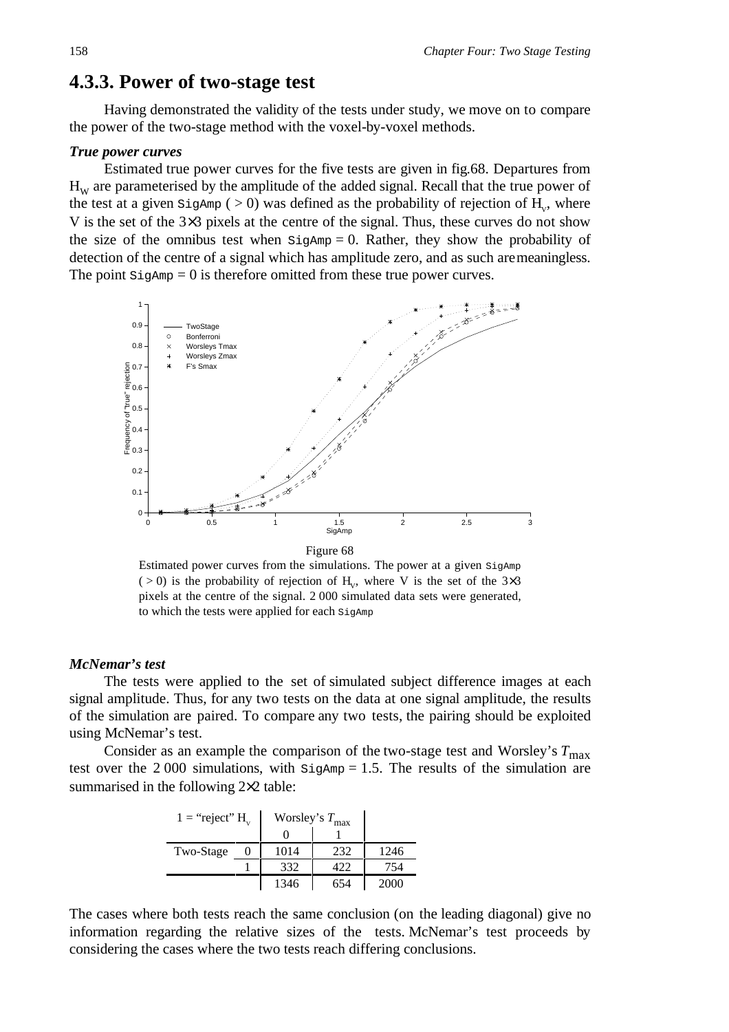### 4.3.3. Power of two-stage test

Having demonstrated the validity of the tests under study, we move on to compare the power of the two-stage method with the voxel-by-voxel methods.

***True power curves***

Estimated true power curves for the five tests are given in fig.68. Departures from $H_W$ are parameterised by the amplitude of the added signal. Recall that the true power of the test at a given `SigAmp` ( > 0) was defined as the probability of rejection of $H_V$, where V is the set of the 3×3 pixels at the centre of the signal. Thus, these curves do not show the size of the omnibus test when `SigAmp` = 0. Rather, they show the probability of detection of the centre of a signal which has amplitude zero, and as such are meaningless. The point `SigAmp` = 0 is therefore omitted from these true power curves.

Figure 68

Estimated power curves from the simulations. The power at a given `SigAmp` ( > 0) is the probability of rejection of $H_V$, where V is the set of the 3×3 pixels at the centre of the signal. 2 000 simulated data sets were generated, to which the tests were applied for each `SigAmp`

***McNemar's test***

The tests were applied to the set of simulated subject difference images at each signal amplitude. Thus, for any two tests on the data at one signal amplitude, the results of the simulation are paired. To compare any two tests, the pairing should be exploited using McNemar's test.

Consider as an example the comparison of the two-stage test and Worsley's $T_{\max}$ test over the 2 000 simulations, with `SigAmp` = 1.5. The results of the simulation are summarised in the following 2×2 table:

| 1 = "reject" $H_V$ | | Worsley's $T_{\max}$ | | |
|---|---|---|---|---|
| | | 0 | 1 | |
| Two-Stage | 0 | 1014 | 232 | 1246 |
| | 1 | 332 | 422 | 754 |
| | | 1346 | 654 | 2000 |

The cases where both tests reach the same conclusion (on the leading diagonal) give no information regarding the relative sizes of the tests. McNemar's test proceeds by considering the cases where the two tests reach differing conclusions.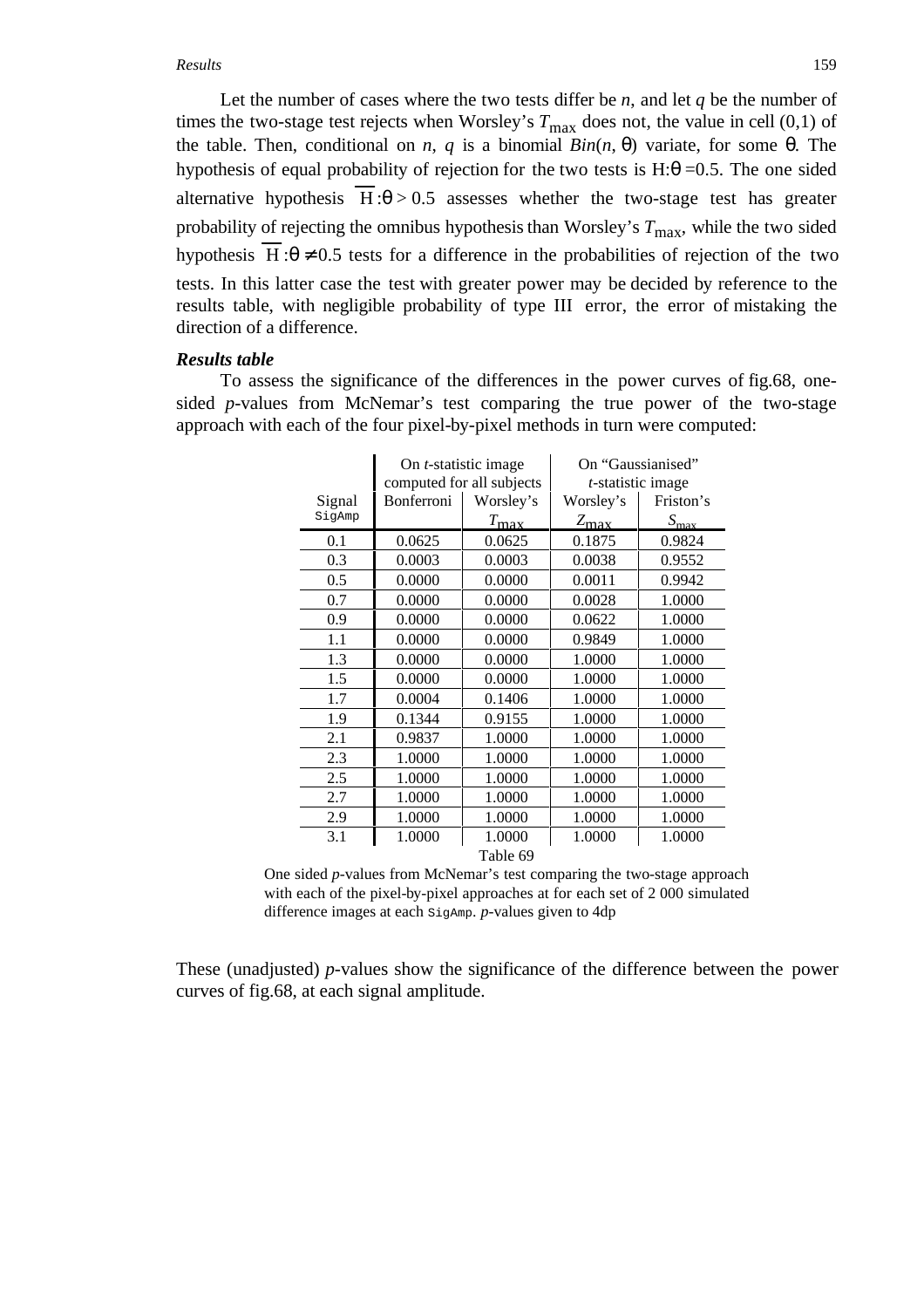Let the number of cases where the two tests differ be $n$, and let $q$ be the number of times the two-stage test rejects when Worsley's $T_{\max}$ does not, the value in cell (0,1) of the table. Then, conditional on $n$, $q$ is a binomial $Bin(n, \theta)$ variate, for some $\theta$. The hypothesis of equal probability of rejection for the two tests is $\mathrm{H}{:}\theta = 0.5$. The one sided alternative hypothesis $\overline{\mathrm{H}}{:}\theta > 0.5$ assesses whether the two-stage test has greater probability of rejecting the omnibus hypothesis than Worsley's $T_{\max}$, while the two sided hypothesis $\overline{\mathrm{H}}{:}\theta \neq 0.5$ tests for a difference in the probabilities of rejection of the two tests. In this latter case the test with greater power may be decided by reference to the results table, with negligible probability of type III error, the error of mistaking the direction of a difference.

***Results table***

To assess the significance of the differences in the power curves of fig.68, one-sided $p$-values from McNemar's test comparing the true power of the two-stage approach with each of the four pixel-by-pixel methods in turn were computed:

| | On $t$-statistic image computed for all subjects | | On "Gaussianised" $t$-statistic image | |
|---|---|---|---|---|
| Signal `SigAmp` | Bonferroni | Worsley's $T_{\max}$ | Worsley's $Z_{\max}$ | Friston's $S_{\max}$ |
| 0.1 | 0.0625 | 0.0625 | 0.1875 | 0.9824 |
| 0.3 | 0.0003 | 0.0003 | 0.0038 | 0.9552 |
| 0.5 | 0.0000 | 0.0000 | 0.0011 | 0.9942 |
| 0.7 | 0.0000 | 0.0000 | 0.0028 | 1.0000 |
| 0.9 | 0.0000 | 0.0000 | 0.0622 | 1.0000 |
| 1.1 | 0.0000 | 0.0000 | 0.9849 | 1.0000 |
| 1.3 | 0.0000 | 0.0000 | 1.0000 | 1.0000 |
| 1.5 | 0.0000 | 0.0000 | 1.0000 | 1.0000 |
| 1.7 | 0.0004 | 0.1406 | 1.0000 | 1.0000 |
| 1.9 | 0.1344 | 0.9155 | 1.0000 | 1.0000 |
| 2.1 | 0.9837 | 1.0000 | 1.0000 | 1.0000 |
| 2.3 | 1.0000 | 1.0000 | 1.0000 | 1.0000 |
| 2.5 | 1.0000 | 1.0000 | 1.0000 | 1.0000 |
| 2.7 | 1.0000 | 1.0000 | 1.0000 | 1.0000 |
| 2.9 | 1.0000 | 1.0000 | 1.0000 | 1.0000 |
| 3.1 | 1.0000 | 1.0000 | 1.0000 | 1.0000 |

Table 69

One sided $p$-values from McNemar's test comparing the two-stage approach with each of the pixel-by-pixel approaches at for each set of 2 000 simulated difference images at each `SigAmp`. $p$-values given to 4dp

These (unadjusted) $p$-values show the significance of the difference between the power curves of fig.68, at each signal amplitude.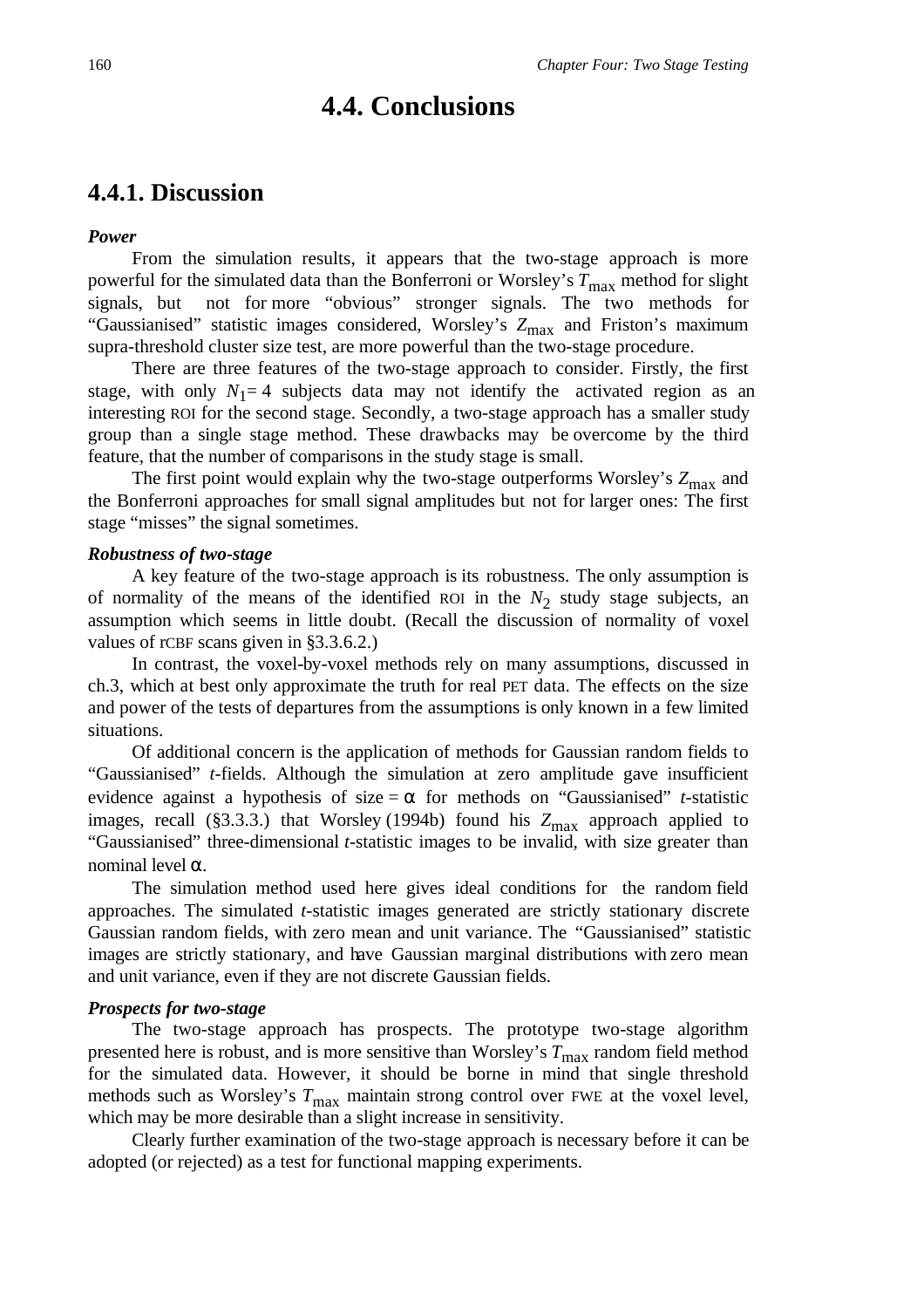# 4.4. Conclusions

## 4.4.1. Discussion

***Power***

From the simulation results, it appears that the two-stage approach is more powerful for the simulated data than the Bonferroni or Worsley's $T_{max}$ method for slight signals, but not for more "obvious" stronger signals. The two methods for "Gaussianised" statistic images considered, Worsley's $Z_{max}$ and Friston's maximum supra-threshold cluster size test, are more powerful than the two-stage procedure.

There are three features of the two-stage approach to consider. Firstly, the first stage, with only $N_1 = 4$ subjects data may not identify the activated region as an interesting ROI for the second stage. Secondly, a two-stage approach has a smaller study group than a single stage method. These drawbacks may be overcome by the third feature, that the number of comparisons in the study stage is small.

The first point would explain why the two-stage outperforms Worsley's $Z_{max}$ and the Bonferroni approaches for small signal amplitudes but not for larger ones: The first stage "misses" the signal sometimes.

***Robustness of two-stage***

A key feature of the two-stage approach is its robustness. The only assumption is of normality of the means of the identified ROI in the $N_2$ study stage subjects, an assumption which seems in little doubt. (Recall the discussion of normality of voxel values of rCBF scans given in §3.3.6.2.)

In contrast, the voxel-by-voxel methods rely on many assumptions, discussed in ch.3, which at best only approximate the truth for real PET data. The effects on the size and power of the tests of departures from the assumptions is only known in a few limited situations.

Of additional concern is the application of methods for Gaussian random fields to "Gaussianised" *t*-fields. Although the simulation at zero amplitude gave insufficient evidence against a hypothesis of size $= \alpha$ for methods on "Gaussianised" *t*-statistic images, recall (§3.3.3.) that Worsley (1994b) found his $Z_{max}$ approach applied to "Gaussianised" three-dimensional *t*-statistic images to be invalid, with size greater than nominal level $\alpha$.

The simulation method used here gives ideal conditions for the random field approaches. The simulated *t*-statistic images generated are strictly stationary discrete Gaussian random fields, with zero mean and unit variance. The "Gaussianised" statistic images are strictly stationary, and have Gaussian marginal distributions with zero mean and unit variance, even if they are not discrete Gaussian fields.

***Prospects for two-stage***

The two-stage approach has prospects. The prototype two-stage algorithm presented here is robust, and is more sensitive than Worsley's $T_{max}$ random field method for the simulated data. However, it should be borne in mind that single threshold methods such as Worsley's $T_{max}$ maintain strong control over FWE at the voxel level, which may be more desirable than a slight increase in sensitivity.

Clearly further examination of the two-stage approach is necessary before it can be adopted (or rejected) as a test for functional mapping experiments.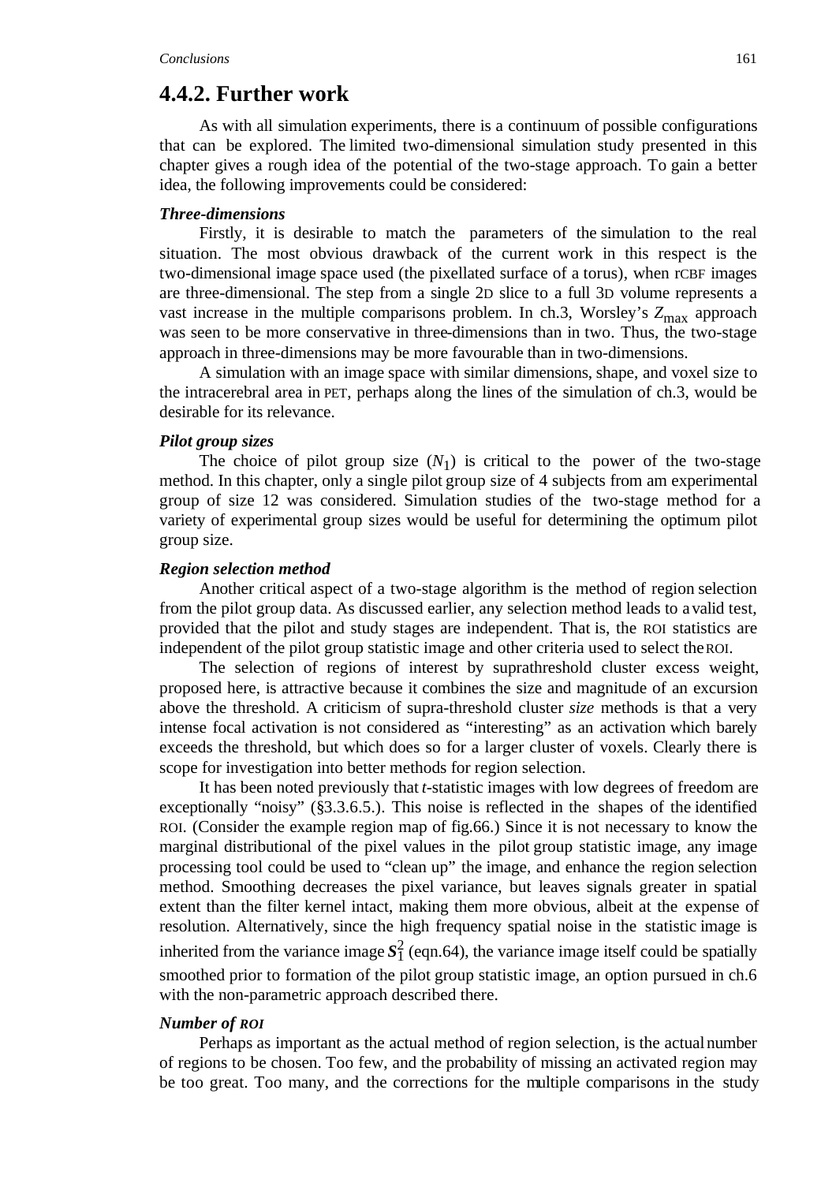## 4.4.2. Further work

As with all simulation experiments, there is a continuum of possible configurations that can be explored. The limited two-dimensional simulation study presented in this chapter gives a rough idea of the potential of the two-stage approach. To gain a better idea, the following improvements could be considered:

#### *Three-dimensions*

Firstly, it is desirable to match the parameters of the simulation to the real situation. The most obvious drawback of the current work in this respect is the two-dimensional image space used (the pixellated surface of a torus), when rCBF images are three-dimensional. The step from a single 2D slice to a full 3D volume represents a vast increase in the multiple comparisons problem. In ch.3, Worsley's $Z_{\text{max}}$ approach was seen to be more conservative in three-dimensions than in two. Thus, the two-stage approach in three-dimensions may be more favourable than in two-dimensions.

A simulation with an image space with similar dimensions, shape, and voxel size to the intracerebral area in PET, perhaps along the lines of the simulation of ch.3, would be desirable for its relevance.

#### *Pilot group sizes*

The choice of pilot group size ($N_1$) is critical to the power of the two-stage method. In this chapter, only a single pilot group size of 4 subjects from am experimental group of size 12 was considered. Simulation studies of the two-stage method for a variety of experimental group sizes would be useful for determining the optimum pilot group size.

#### *Region selection method*

Another critical aspect of a two-stage algorithm is the method of region selection from the pilot group data. As discussed earlier, any selection method leads to a valid test, provided that the pilot and study stages are independent. That is, the ROI statistics are independent of the pilot group statistic image and other criteria used to select the ROI.

The selection of regions of interest by suprathreshold cluster excess weight, proposed here, is attractive because it combines the size and magnitude of an excursion above the threshold. A criticism of supra-threshold cluster *size* methods is that a very intense focal activation is not considered as "interesting" as an activation which barely exceeds the threshold, but which does so for a larger cluster of voxels. Clearly there is scope for investigation into better methods for region selection.

It has been noted previously that *t*-statistic images with low degrees of freedom are exceptionally "noisy" (§3.3.6.5.). This noise is reflected in the shapes of the identified ROI. (Consider the example region map of fig.66.) Since it is not necessary to know the marginal distributional of the pixel values in the pilot group statistic image, any image processing tool could be used to "clean up" the image, and enhance the region selection method. Smoothing decreases the pixel variance, but leaves signals greater in spatial extent than the filter kernel intact, making them more obvious, albeit at the expense of resolution. Alternatively, since the high frequency spatial noise in the statistic image is inherited from the variance image $\boldsymbol{S}_1^2$ (eqn.64), the variance image itself could be spatially smoothed prior to formation of the pilot group statistic image, an option pursued in ch.6 with the non-parametric approach described there.

#### *Number of ROI*

Perhaps as important as the actual method of region selection, is the actual number of regions to be chosen. Too few, and the probability of missing an activated region may be too great. Too many, and the corrections for the multiple comparisons in the study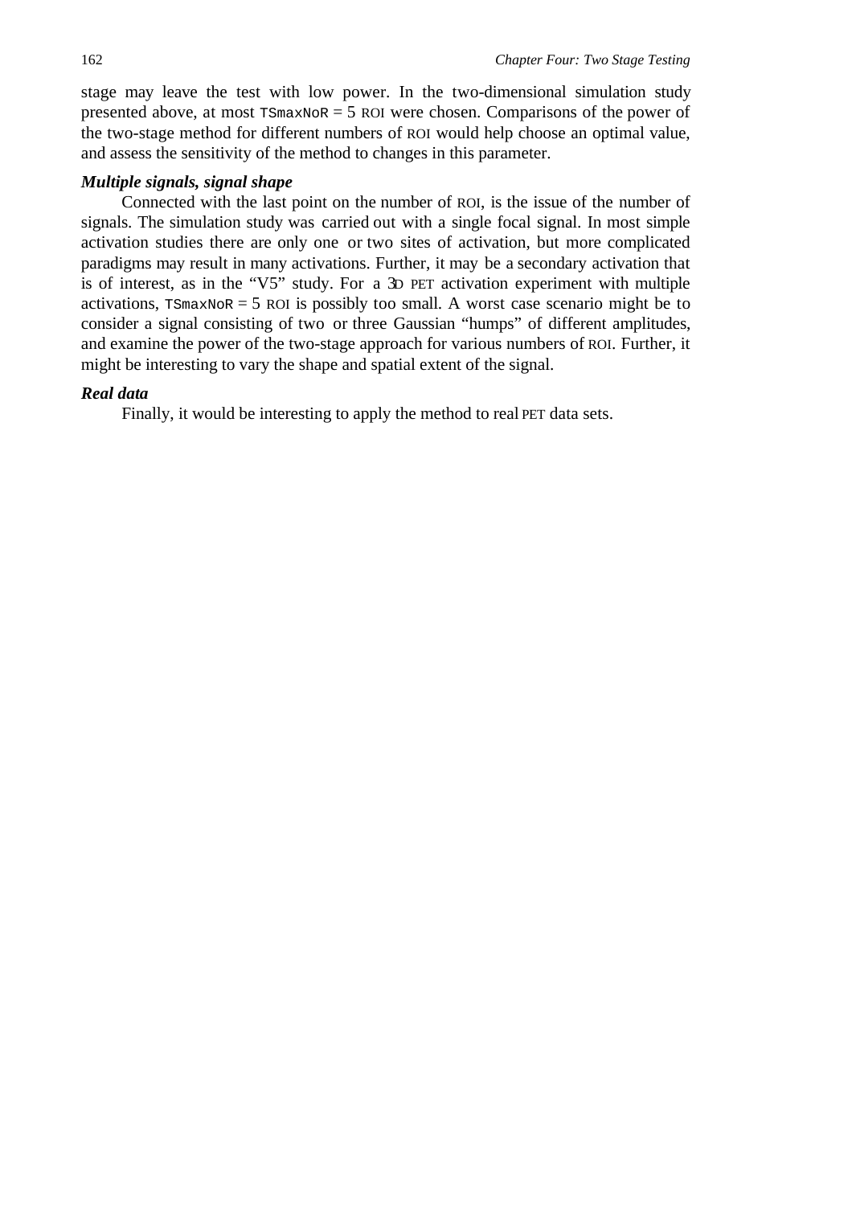stage may leave the test with low power. In the two-dimensional simulation study presented above, at most `TSmaxNoR` = 5 ROI were chosen. Comparisons of the power of the two-stage method for different numbers of ROI would help choose an optimal value, and assess the sensitivity of the method to changes in this parameter.

***Multiple signals, signal shape***

Connected with the last point on the number of ROI, is the issue of the number of signals. The simulation study was carried out with a single focal signal. In most simple activation studies there are only one or two sites of activation, but more complicated paradigms may result in many activations. Further, it may be a secondary activation that is of interest, as in the “V5” study. For a 3D PET activation experiment with multiple activations, `TSmaxNoR` = 5 ROI is possibly too small. A worst case scenario might be to consider a signal consisting of two or three Gaussian “humps” of different amplitudes, and examine the power of the two-stage approach for various numbers of ROI. Further, it might be interesting to vary the shape and spatial extent of the signal.

***Real data***

Finally, it would be interesting to apply the method to real PET data sets.